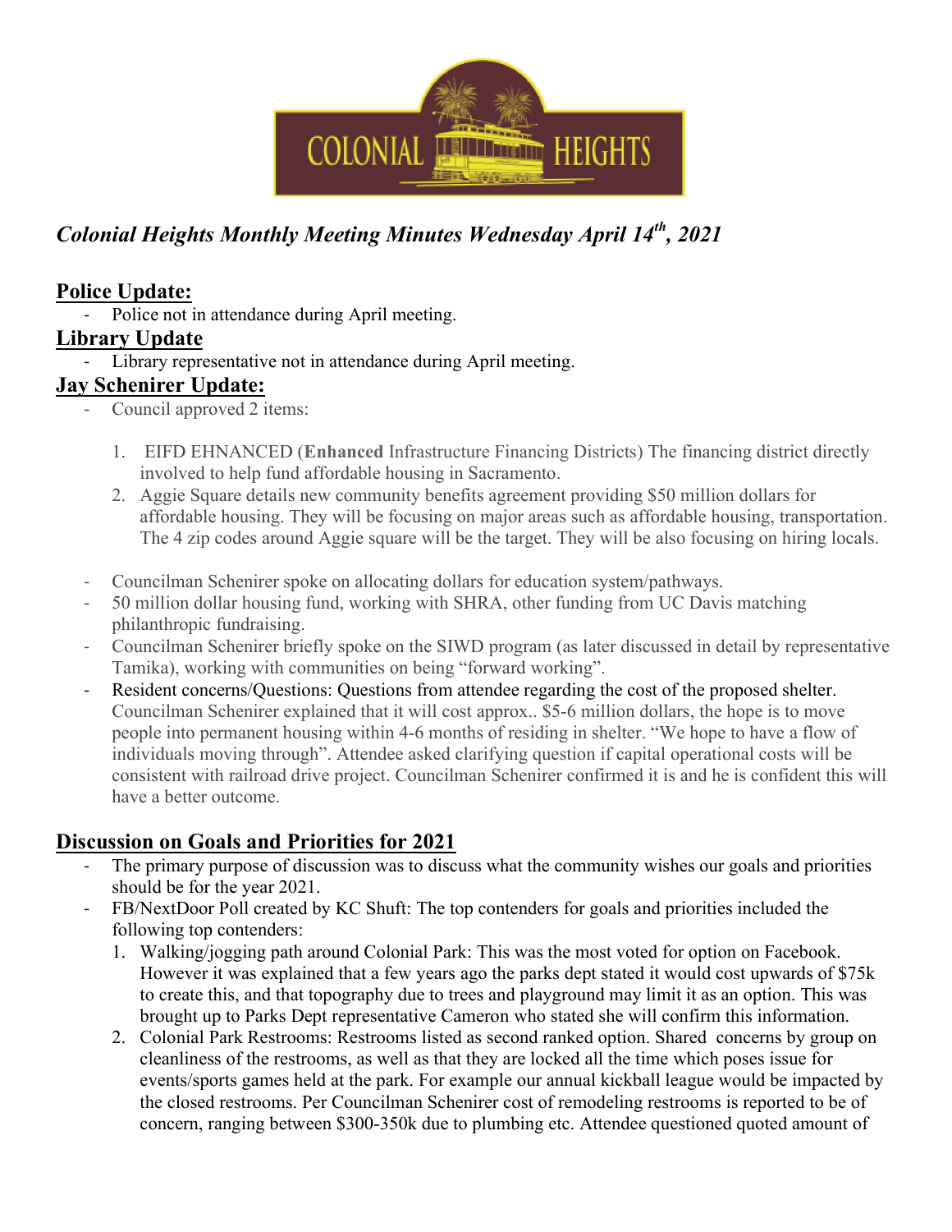# *Colonial Heights Monthly Meeting Minutes Wednesday April 14th, 2021*

## Police Update:

- Police not in attendance during April meeting.

## Library Update

- Library representative not in attendance during April meeting.

## Jay Schenirer Update:

- Council approved 2 items:

  1. EIFD EHNANCED (**Enhanced** Infrastructure Financing Districts) The financing district directly involved to help fund affordable housing in Sacramento.
  2. Aggie Square details new community benefits agreement providing $50 million dollars for affordable housing. They will be focusing on major areas such as affordable housing, transportation. The 4 zip codes around Aggie square will be the target. They will be also focusing on hiring locals.

- Councilman Schenirer spoke on allocating dollars for education system/pathways.
- 50 million dollar housing fund, working with SHRA, other funding from UC Davis matching philanthropic fundraising.
- Councilman Schenirer briefly spoke on the SIWD program (as later discussed in detail by representative Tamika), working with communities on being "forward working".
- Resident concerns/Questions: Questions from attendee regarding the cost of the proposed shelter. Councilman Schenirer explained that it will cost approx.. $5-6 million dollars, the hope is to move people into permanent housing within 4-6 months of residing in shelter. "We hope to have a flow of individuals moving through". Attendee asked clarifying question if capital operational costs will be consistent with railroad drive project. Councilman Schenirer confirmed it is and he is confident this will have a better outcome.

## Discussion on Goals and Priorities for 2021

- The primary purpose of discussion was to discuss what the community wishes our goals and priorities should be for the year 2021.
- FB/NextDoor Poll created by KC Shuft: The top contenders for goals and priorities included the following top contenders:
  1. Walking/jogging path around Colonial Park: This was the most voted for option on Facebook. However it was explained that a few years ago the parks dept stated it would cost upwards of $75k to create this, and that topography due to trees and playground may limit it as an option. This was brought up to Parks Dept representative Cameron who stated she will confirm this information.
  2. Colonial Park Restrooms: Restrooms listed as second ranked option. Shared concerns by group on cleanliness of the restrooms, as well as that they are locked all the time which poses issue for events/sports games held at the park. For example our annual kickball league would be impacted by the closed restrooms. Per Councilman Schenirer cost of remodeling restrooms is reported to be of concern, ranging between $300-350k due to plumbing etc. Attendee questioned quoted amount of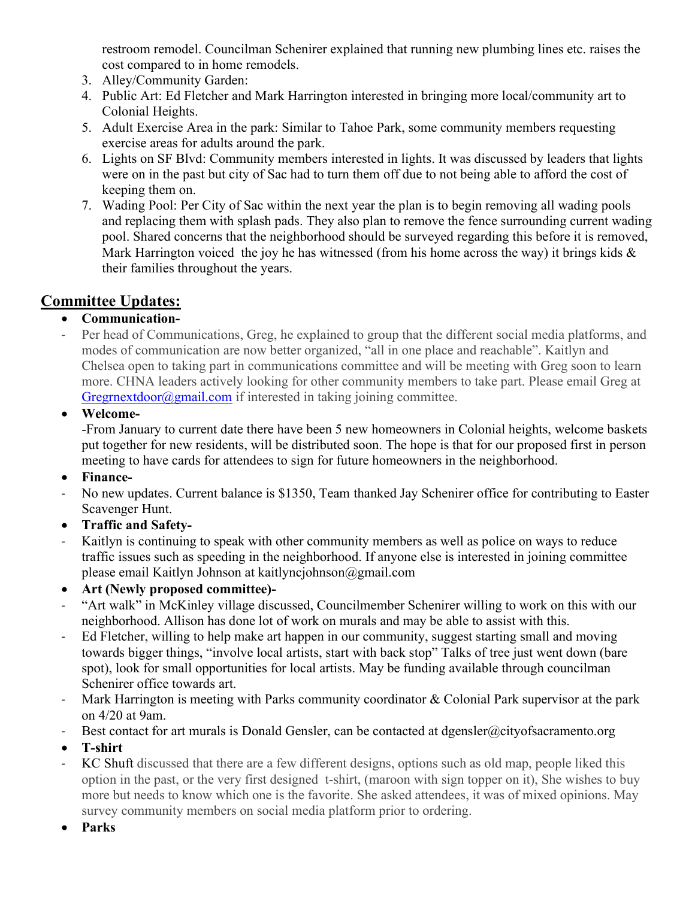restroom remodel. Councilman Schenirer explained that running new plumbing lines etc. raises the cost compared to in home remodels.

3. Alley/Community Garden:
4. Public Art: Ed Fletcher and Mark Harrington interested in bringing more local/community art to Colonial Heights.
5. Adult Exercise Area in the park: Similar to Tahoe Park, some community members requesting exercise areas for adults around the park.
6. Lights on SF Blvd: Community members interested in lights. It was discussed by leaders that lights were on in the past but city of Sac had to turn them off due to not being able to afford the cost of keeping them on.
7. Wading Pool: Per City of Sac within the next year the plan is to begin removing all wading pools and replacing them with splash pads. They also plan to remove the fence surrounding current wading pool. Shared concerns that the neighborhood should be surveyed regarding this before it is removed, Mark Harrington voiced the joy he has witnessed (from his home across the way) it brings kids & their families throughout the years.

## Committee Updates:

- **Communication-**

- Per head of Communications, Greg, he explained to group that the different social media platforms, and modes of communication are now better organized, "all in one place and reachable". Kaitlyn and Chelsea open to taking part in communications committee and will be meeting with Greg soon to learn more. CHNA leaders actively looking for other community members to take part. Please email Greg at Gregrnextdoor@gmail.com if interested in taking joining committee.

- **Welcome-**

  -From January to current date there have been 5 new homeowners in Colonial heights, welcome baskets put together for new residents, will be distributed soon. The hope is that for our proposed first in person meeting to have cards for attendees to sign for future homeowners in the neighborhood.

- **Finance-**

- No new updates. Current balance is $1350, Team thanked Jay Schenirer office for contributing to Easter Scavenger Hunt.

- **Traffic and Safety-**

- Kaitlyn is continuing to speak with other community members as well as police on ways to reduce traffic issues such as speeding in the neighborhood. If anyone else is interested in joining committee please email Kaitlyn Johnson at kaitlyncjohnson@gmail.com

- **Art (Newly proposed committee)-**

- "Art walk" in McKinley village discussed, Councilmember Schenirer willing to work on this with our neighborhood. Allison has done lot of work on murals and may be able to assist with this.
- Ed Fletcher, willing to help make art happen in our community, suggest starting small and moving towards bigger things, "involve local artists, start with back stop" Talks of tree just went down (bare spot), look for small opportunities for local artists. May be funding available through councilman Schenirer office towards art.
- Mark Harrington is meeting with Parks community coordinator & Colonial Park supervisor at the park on 4/20 at 9am.
- Best contact for art murals is Donald Gensler, can be contacted at dgensler@cityofsacramento.org

- **T-shirt**

- KC Shuft discussed that there are a few different designs, options such as old map, people liked this option in the past, or the very first designed t-shirt, (maroon with sign topper on it), She wishes to buy more but needs to know which one is the favorite. She asked attendees, it was of mixed opinions. May survey community members on social media platform prior to ordering.

- **Parks**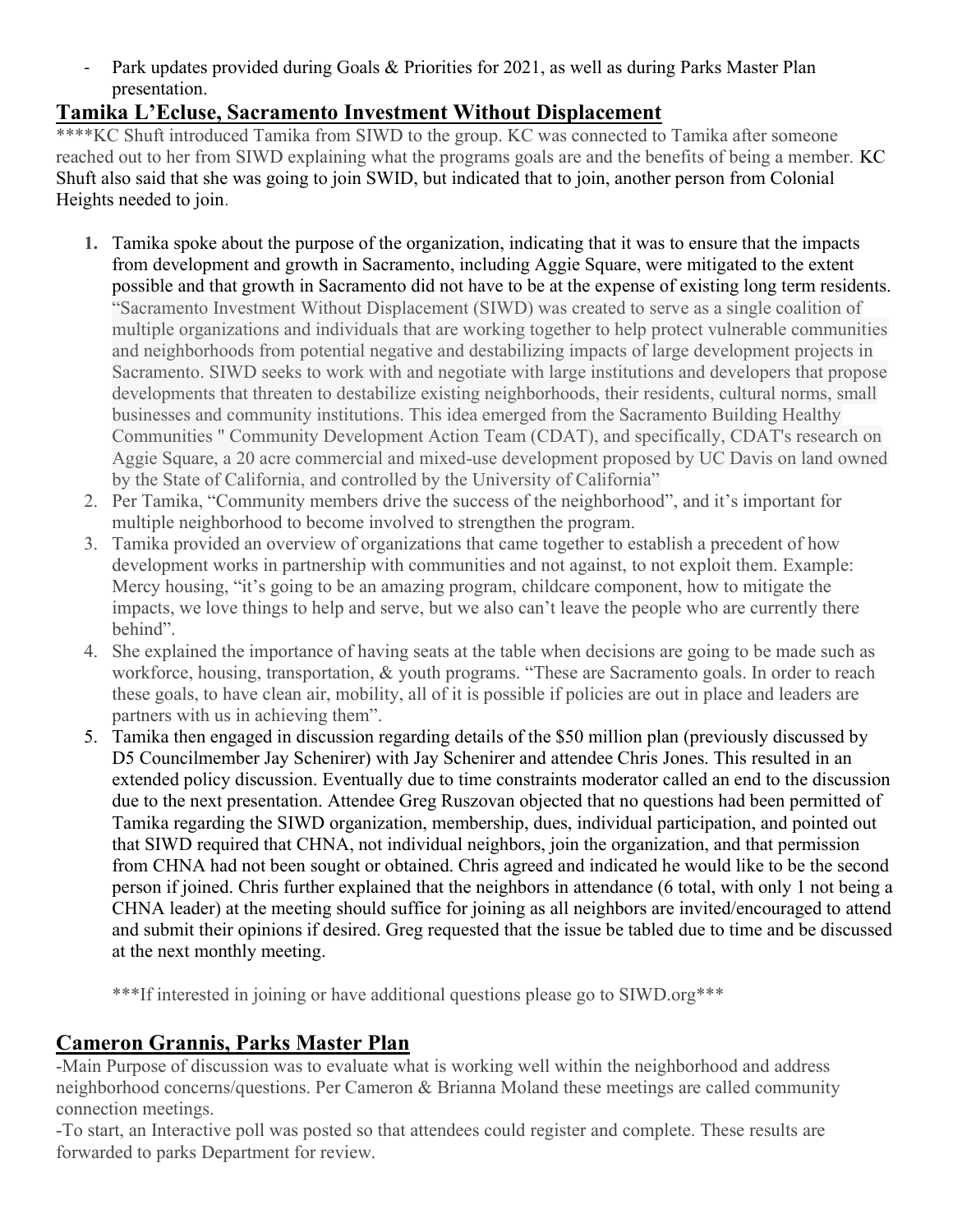- Park updates provided during Goals & Priorities for 2021, as well as during Parks Master Plan presentation.

## Tamika L'Ecluse, Sacramento Investment Without Displacement

****KC Shuft introduced Tamika from SIWD to the group. KC was connected to Tamika after someone reached out to her from SIWD explaining what the programs goals are and the benefits of being a member. KC Shuft also said that she was going to join SWID, but indicated that to join, another person from Colonial Heights needed to join.

1. Tamika spoke about the purpose of the organization, indicating that it was to ensure that the impacts from development and growth in Sacramento, including Aggie Square, were mitigated to the extent possible and that growth in Sacramento did not have to be at the expense of existing long term residents. "Sacramento Investment Without Displacement (SIWD) was created to serve as a single coalition of multiple organizations and individuals that are working together to help protect vulnerable communities and neighborhoods from potential negative and destabilizing impacts of large development projects in Sacramento. SIWD seeks to work with and negotiate with large institutions and developers that propose developments that threaten to destabilize existing neighborhoods, their residents, cultural norms, small businesses and community institutions. This idea emerged from the Sacramento Building Healthy Communities " Community Development Action Team (CDAT), and specifically, CDAT's research on Aggie Square, a 20 acre commercial and mixed-use development proposed by UC Davis on land owned by the State of California, and controlled by the University of California"
2. Per Tamika, "Community members drive the success of the neighborhood", and it's important for multiple neighborhood to become involved to strengthen the program.
3. Tamika provided an overview of organizations that came together to establish a precedent of how development works in partnership with communities and not against, to not exploit them. Example: Mercy housing, "it's going to be an amazing program, childcare component, how to mitigate the impacts, we love things to help and serve, but we also can't leave the people who are currently there behind".
4. She explained the importance of having seats at the table when decisions are going to be made such as workforce, housing, transportation, & youth programs. "These are Sacramento goals. In order to reach these goals, to have clean air, mobility, all of it is possible if policies are out in place and leaders are partners with us in achieving them".
5. Tamika then engaged in discussion regarding details of the $50 million plan (previously discussed by D5 Councilmember Jay Schenirer) with Jay Schenirer and attendee Chris Jones. This resulted in an extended policy discussion. Eventually due to time constraints moderator called an end to the discussion due to the next presentation. Attendee Greg Ruszovan objected that no questions had been permitted of Tamika regarding the SIWD organization, membership, dues, individual participation, and pointed out that SIWD required that CHNA, not individual neighbors, join the organization, and that permission from CHNA had not been sought or obtained. Chris agreed and indicated he would like to be the second person if joined. Chris further explained that the neighbors in attendance (6 total, with only 1 not being a CHNA leader) at the meeting should suffice for joining as all neighbors are invited/encouraged to attend and submit their opinions if desired. Greg requested that the issue be tabled due to time and be discussed at the next monthly meeting.

***If interested in joining or have additional questions please go to SIWD.org***

## Cameron Grannis, Parks Master Plan

-Main Purpose of discussion was to evaluate what is working well within the neighborhood and address neighborhood concerns/questions. Per Cameron & Brianna Moland these meetings are called community connection meetings.

-To start, an Interactive poll was posted so that attendees could register and complete. These results are forwarded to parks Department for review.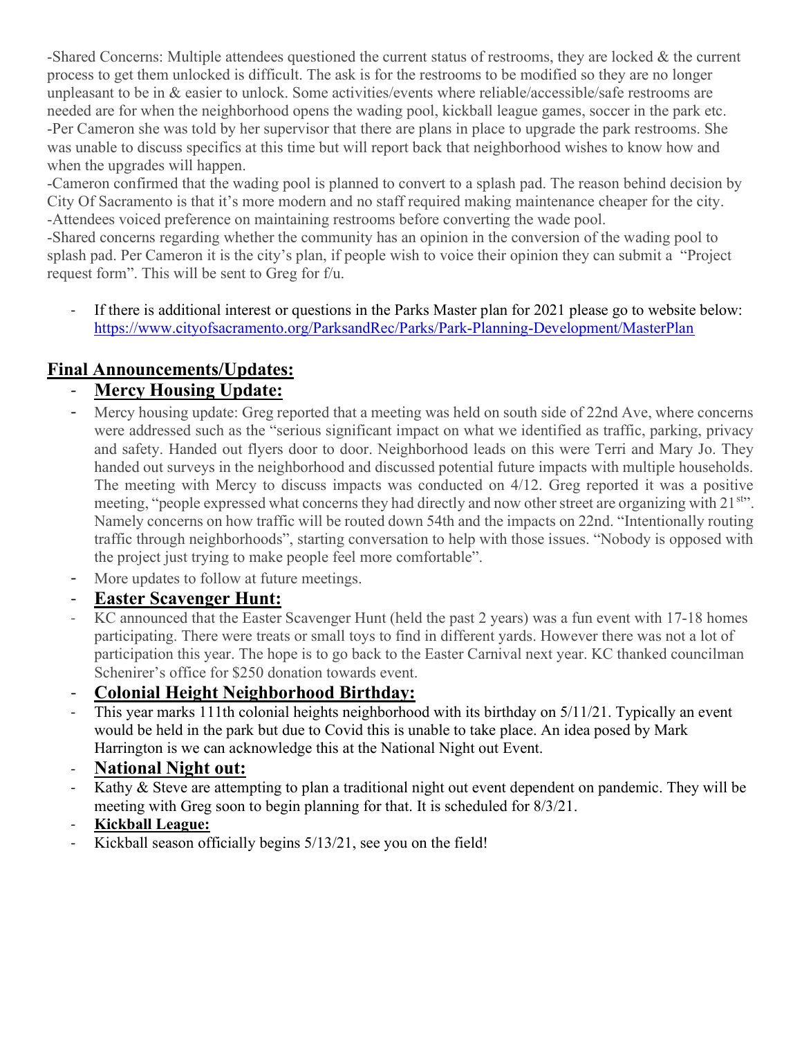-Shared Concerns: Multiple attendees questioned the current status of restrooms, they are locked & the current process to get them unlocked is difficult. The ask is for the restrooms to be modified so they are no longer unpleasant to be in & easier to unlock. Some activities/events where reliable/accessible/safe restrooms are needed are for when the neighborhood opens the wading pool, kickball league games, soccer in the park etc.
-Per Cameron she was told by her supervisor that there are plans in place to upgrade the park restrooms. She was unable to discuss specifics at this time but will report back that neighborhood wishes to know how and when the upgrades will happen.
-Cameron confirmed that the wading pool is planned to convert to a splash pad. The reason behind decision by City Of Sacramento is that it's more modern and no staff required making maintenance cheaper for the city.
-Attendees voiced preference on maintaining restrooms before converting the wade pool.
-Shared concerns regarding whether the community has an opinion in the conversion of the wading pool to splash pad. Per Cameron it is the city's plan, if people wish to voice their opinion they can submit a "Project request form". This will be sent to Greg for f/u.

- If there is additional interest or questions in the Parks Master plan for 2021 please go to website below: https://www.cityofsacramento.org/ParksandRec/Parks/Park-Planning-Development/MasterPlan

## Final Announcements/Updates:

- **Mercy Housing Update:**
- Mercy housing update: Greg reported that a meeting was held on south side of 22nd Ave, where concerns were addressed such as the "serious significant impact on what we identified as traffic, parking, privacy and safety. Handed out flyers door to door. Neighborhood leads on this were Terri and Mary Jo. They handed out surveys in the neighborhood and discussed potential future impacts with multiple households. The meeting with Mercy to discuss impacts was conducted on 4/12. Greg reported it was a positive meeting, "people expressed what concerns they had directly and now other street are organizing with 21st". Namely concerns on how traffic will be routed down 54th and the impacts on 22nd. "Intentionally routing traffic through neighborhoods", starting conversation to help with those issues. "Nobody is opposed with the project just trying to make people feel more comfortable".
- More updates to follow at future meetings.
- **Easter Scavenger Hunt:**
- KC announced that the Easter Scavenger Hunt (held the past 2 years) was a fun event with 17-18 homes participating. There were treats or small toys to find in different yards. However there was not a lot of participation this year. The hope is to go back to the Easter Carnival next year. KC thanked councilman Schenirer's office for $250 donation towards event.
- **Colonial Height Neighborhood Birthday:**
- This year marks 111th colonial heights neighborhood with its birthday on 5/11/21. Typically an event would be held in the park but due to Covid this is unable to take place. An idea posed by Mark Harrington is we can acknowledge this at the National Night out Event.
- **National Night out:**
- Kathy & Steve are attempting to plan a traditional night out event dependent on pandemic. They will be meeting with Greg soon to begin planning for that. It is scheduled for 8/3/21.
- **Kickball League:**
- Kickball season officially begins 5/13/21, see you on the field!